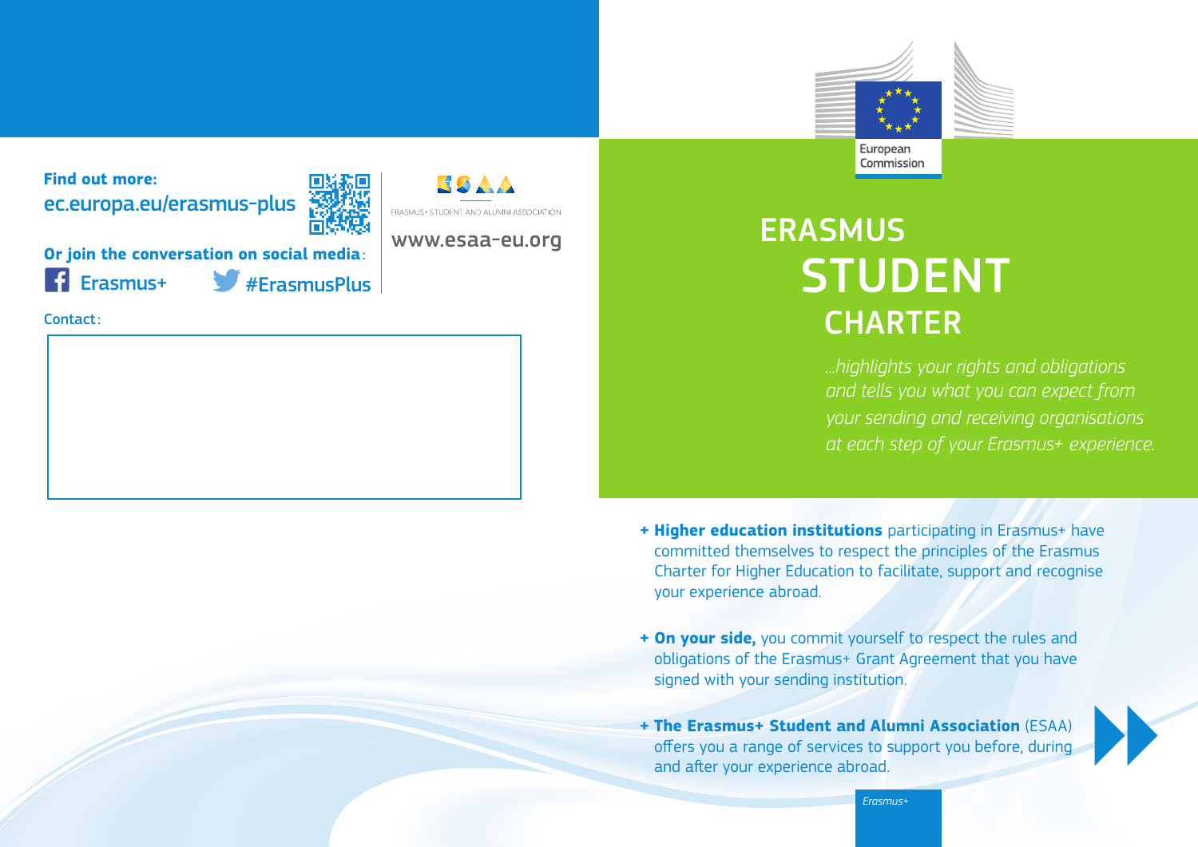# ERASMUS STUDENT CHARTER

*...highlights your rights and obligations and tells you what you can expect from your sending and receiving organisations at each step of your Erasmus+ experience.*

European Commission

+ **Higher education institutions** participating in Erasmus+ have committed themselves to respect the principles of the Erasmus Charter for Higher Education to facilitate, support and recognise your experience abroad.

+ **On your side,** you commit yourself to respect the rules and obligations of the Erasmus+ Grant Agreement that you have signed with your sending institution.

+ **The Erasmus+ Student and Alumni Association** (ESAA) offers you a range of services to support you before, during and after your experience abroad.

*Erasmus+*

**Find out more:**
ec.europa.eu/erasmus-plus

**Or join the conversation on social media:**
Erasmus+ #ErasmusPlus

ESAA
ERASMUS+ STUDENT AND ALUMNI ASSOCIATION
www.esaa-eu.org

Contact: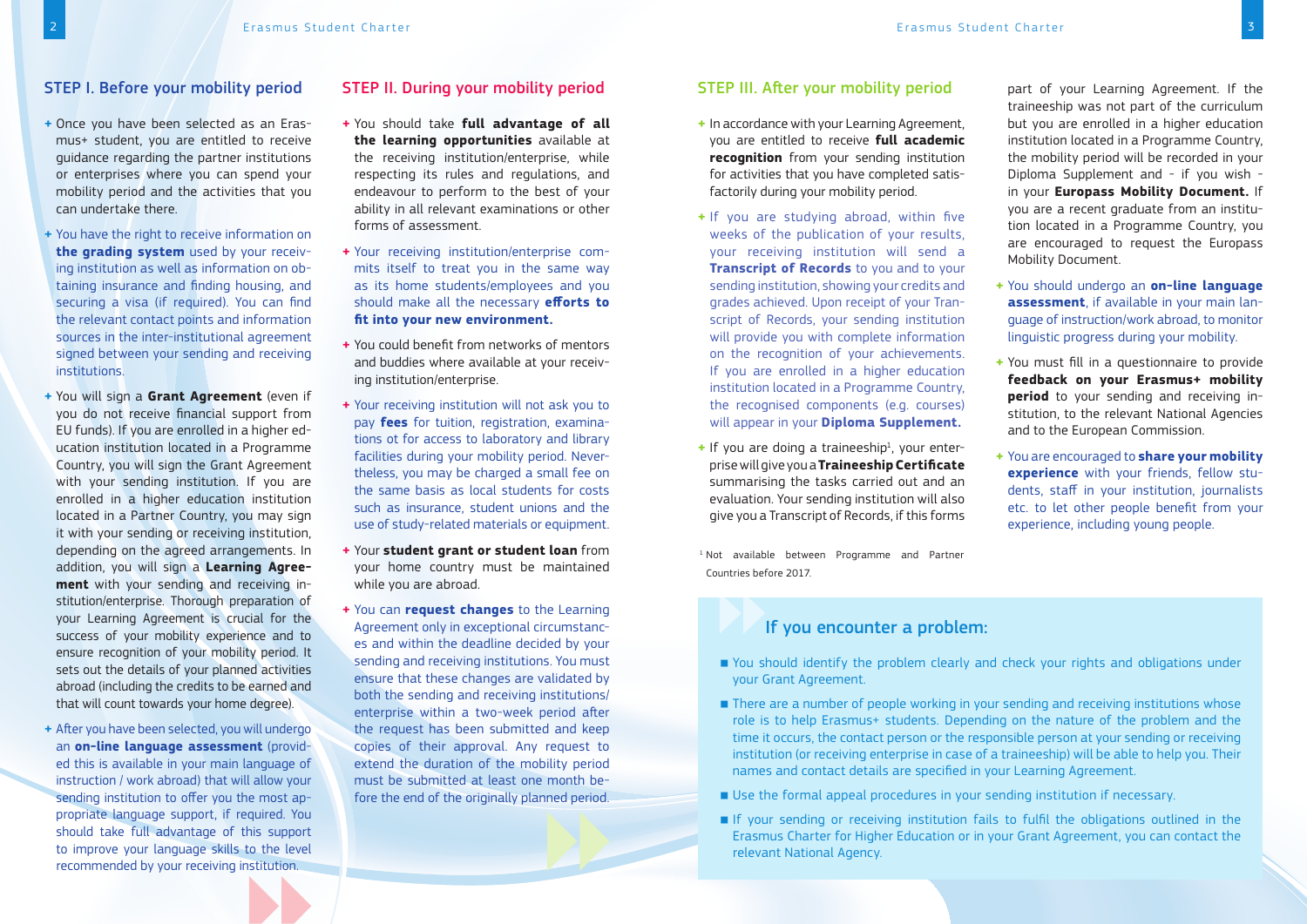## STEP I. Before your mobility period

- Once you have been selected as an Erasmus+ student, you are entitled to receive guidance regarding the partner institutions or enterprises where you can spend your mobility period and the activities that you can undertake there.
- You have the right to receive information on **the grading system** used by your receiving institution as well as information on obtaining insurance and finding housing, and securing a visa (if required). You can find the relevant contact points and information sources in the inter-institutional agreement signed between your sending and receiving institutions.
- You will sign a **Grant Agreement** (even if you do not receive financial support from EU funds). If you are enrolled in a higher education institution located in a Programme Country, you will sign the Grant Agreement with your sending institution. If you are enrolled in a higher education institution located in a Partner Country, you may sign it with your sending or receiving institution, depending on the agreed arrangements. In addition, you will sign a **Learning Agreement** with your sending and receiving institution/enterprise. Thorough preparation of your Learning Agreement is crucial for the success of your mobility experience and to ensure recognition of your mobility period. It sets out the details of your planned activities abroad (including the credits to be earned and that will count towards your home degree).
- After you have been selected, you will undergo an **on-line language assessment** (provided this is available in your main language of instruction / work abroad) that will allow your sending institution to offer you the most appropriate language support, if required. You should take full advantage of this support to improve your language skills to the level recommended by your receiving institution.

## STEP II. During your mobility period

- You should take **full advantage of all the learning opportunities** available at the receiving institution/enterprise, while respecting its rules and regulations, and endeavour to perform to the best of your ability in all relevant examinations or other forms of assessment.
- Your receiving institution/enterprise commits itself to treat you in the same way as its home students/employees and you should make all the necessary **efforts to fit into your new environment.**
- You could benefit from networks of mentors and buddies where available at your receiving institution/enterprise.
- Your receiving institution will not ask you to pay **fees** for tuition, registration, examinations ot for access to laboratory and library facilities during your mobility period. Nevertheless, you may be charged a small fee on the same basis as local students for costs such as insurance, student unions and the use of study-related materials or equipment.
- Your **student grant or student loan** from your home country must be maintained while you are abroad.
- You can **request changes** to the Learning Agreement only in exceptional circumstances and within the deadline decided by your sending and receiving institutions. You must ensure that these changes are validated by both the sending and receiving institutions/enterprise within a two-week period after the request has been submitted and keep copies of their approval. Any request to extend the duration of the mobility period must be submitted at least one month before the end of the originally planned period.

## STEP III. After your mobility period

- In accordance with your Learning Agreement, you are entitled to receive **full academic recognition** from your sending institution for activities that you have completed satisfactorily during your mobility period.
- If you are studying abroad, within five weeks of the publication of your results, your receiving institution will send a **Transcript of Records** to you and to your sending institution, showing your credits and grades achieved. Upon receipt of your Transcript of Records, your sending institution will provide you with complete information on the recognition of your achievements. If you are enrolled in a higher education institution located in a Programme Country, the recognised components (e.g. courses) will appear in your **Diploma Supplement.**
- If you are doing a traineeship[1], your enterprise will give you a **Traineeship Certificate** summarising the tasks carried out and an evaluation. Your sending institution will also give you a Transcript of Records, if this forms part of your Learning Agreement. If the traineeship was not part of the curriculum but you are enrolled in a higher education institution located in a Programme Country, the mobility period will be recorded in your Diploma Supplement and - if you wish - in your **Europass Mobility Document.** If you are a recent graduate from an institution located in a Programme Country, you are encouraged to request the Europass Mobility Document.
- You should undergo an **on-line language assessment**, if available in your main language of instruction/work abroad, to monitor linguistic progress during your mobility.
- You must fill in a questionnaire to provide **feedback on your Erasmus+ mobility period** to your sending and receiving institution, to the relevant National Agencies and to the European Commission.
- You are encouraged to **share your mobility experience** with your friends, fellow students, staff in your institution, journalists etc. to let other people benefit from your experience, including young people.

[1] Not available between Programme and Partner Countries before 2017.

### If you encounter a problem:

- You should identify the problem clearly and check your rights and obligations under your Grant Agreement.
- There are a number of people working in your sending and receiving institutions whose role is to help Erasmus+ students. Depending on the nature of the problem and the time it occurs, the contact person or the responsible person at your sending or receiving institution (or receiving enterprise in case of a traineeship) will be able to help you. Their names and contact details are specified in your Learning Agreement.
- Use the formal appeal procedures in your sending institution if necessary.
- If your sending or receiving institution fails to fulfil the obligations outlined in the Erasmus Charter for Higher Education or in your Grant Agreement, you can contact the relevant National Agency.